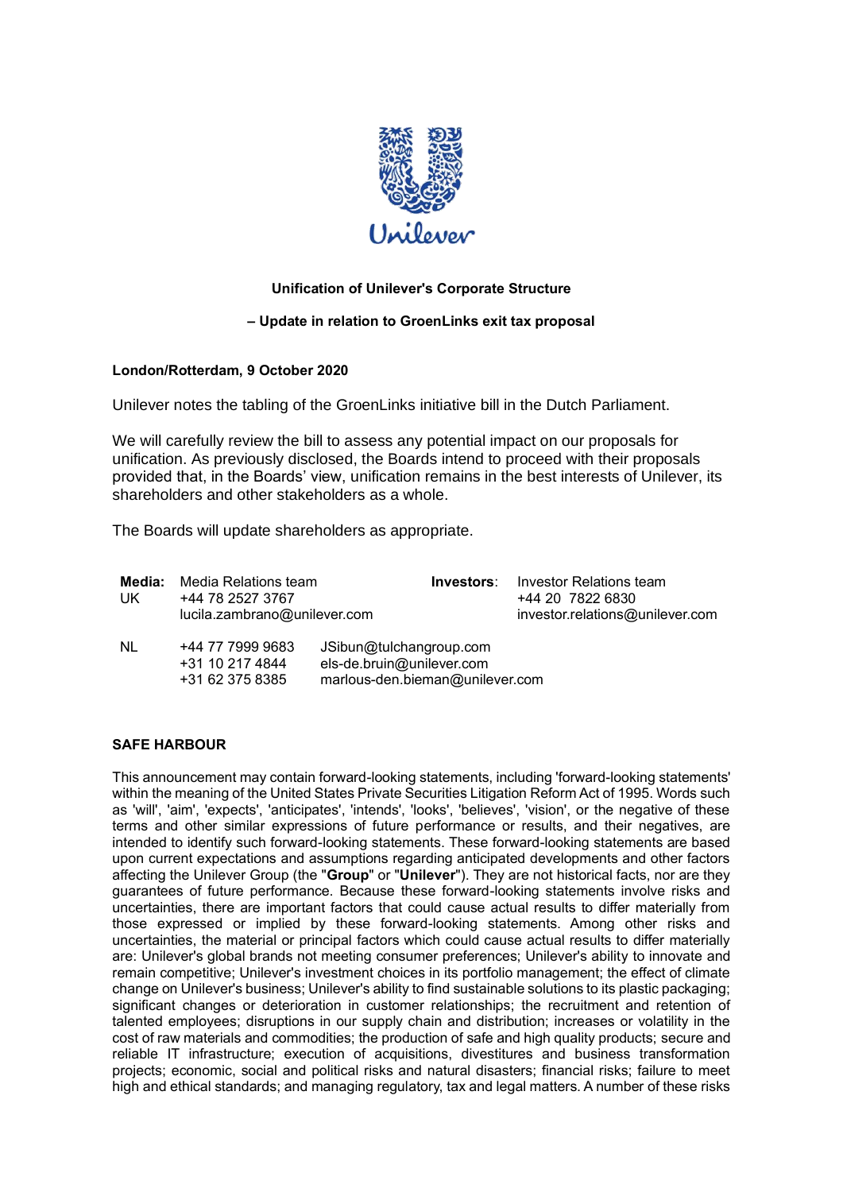**Unification of Unilever's Corporate Structure**

**– Update in relation to GroenLinks exit tax proposal**

**London/Rotterdam, 9 October 2020**

Unilever notes the tabling of the GroenLinks initiative bill in the Dutch Parliament.

We will carefully review the bill to assess any potential impact on our proposals for unification. As previously disclosed, the Boards intend to proceed with their proposals provided that, in the Boards' view, unification remains in the best interests of Unilever, its shareholders and other stakeholders as a whole.

The Boards will update shareholders as appropriate.

| **Media:** UK | Media Relations team<br>+44 78 2527 3767<br>lucila.zambrano@unilever.com | **Investors**: | Investor Relations team<br>+44 20 7822 6830<br>investor.relations@unilever.com |
|---|---|---|---|
| NL | +44 77 7999 9683<br>+31 10 217 4844<br>+31 62 375 8385 | JSibun@tulchangroup.com<br>els-de.bruin@unilever.com<br>marlous-den.bieman@unilever.com | |

**SAFE HARBOUR**

This announcement may contain forward-looking statements, including 'forward-looking statements' within the meaning of the United States Private Securities Litigation Reform Act of 1995. Words such as 'will', 'aim', 'expects', 'anticipates', 'intends', 'looks', 'believes', 'vision', or the negative of these terms and other similar expressions of future performance or results, and their negatives, are intended to identify such forward-looking statements. These forward-looking statements are based upon current expectations and assumptions regarding anticipated developments and other factors affecting the Unilever Group (the "**Group**" or "**Unilever**"). They are not historical facts, nor are they guarantees of future performance. Because these forward-looking statements involve risks and uncertainties, there are important factors that could cause actual results to differ materially from those expressed or implied by these forward-looking statements. Among other risks and uncertainties, the material or principal factors which could cause actual results to differ materially are: Unilever's global brands not meeting consumer preferences; Unilever's ability to innovate and remain competitive; Unilever's investment choices in its portfolio management; the effect of climate change on Unilever's business; Unilever's ability to find sustainable solutions to its plastic packaging; significant changes or deterioration in customer relationships; the recruitment and retention of talented employees; disruptions in our supply chain and distribution; increases or volatility in the cost of raw materials and commodities; the production of safe and high quality products; secure and reliable IT infrastructure; execution of acquisitions, divestitures and business transformation projects; economic, social and political risks and natural disasters; financial risks; failure to meet high and ethical standards; and managing regulatory, tax and legal matters. A number of these risks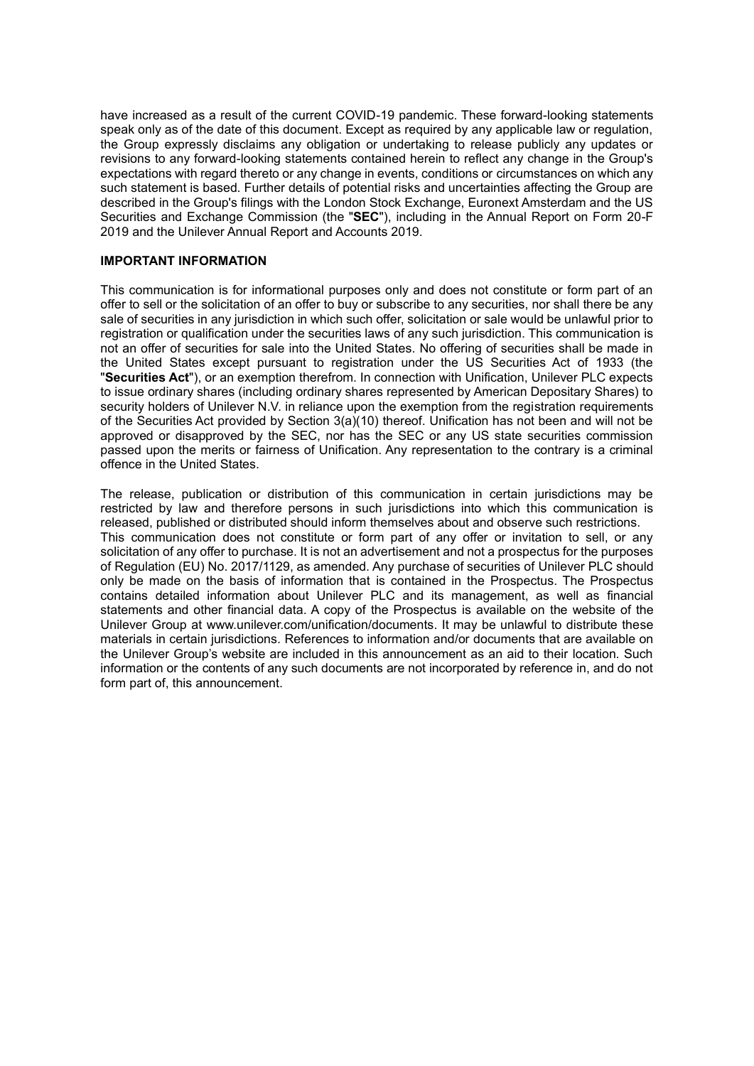have increased as a result of the current COVID-19 pandemic. These forward-looking statements speak only as of the date of this document. Except as required by any applicable law or regulation, the Group expressly disclaims any obligation or undertaking to release publicly any updates or revisions to any forward-looking statements contained herein to reflect any change in the Group's expectations with regard thereto or any change in events, conditions or circumstances on which any such statement is based. Further details of potential risks and uncertainties affecting the Group are described in the Group's filings with the London Stock Exchange, Euronext Amsterdam and the US Securities and Exchange Commission (the "**SEC**"), including in the Annual Report on Form 20-F 2019 and the Unilever Annual Report and Accounts 2019.

**IMPORTANT INFORMATION**

This communication is for informational purposes only and does not constitute or form part of an offer to sell or the solicitation of an offer to buy or subscribe to any securities, nor shall there be any sale of securities in any jurisdiction in which such offer, solicitation or sale would be unlawful prior to registration or qualification under the securities laws of any such jurisdiction. This communication is not an offer of securities for sale into the United States. No offering of securities shall be made in the United States except pursuant to registration under the US Securities Act of 1933 (the "**Securities Act**"), or an exemption therefrom. In connection with Unification, Unilever PLC expects to issue ordinary shares (including ordinary shares represented by American Depositary Shares) to security holders of Unilever N.V. in reliance upon the exemption from the registration requirements of the Securities Act provided by Section 3(a)(10) thereof. Unification has not been and will not be approved or disapproved by the SEC, nor has the SEC or any US state securities commission passed upon the merits or fairness of Unification. Any representation to the contrary is a criminal offence in the United States.

The release, publication or distribution of this communication in certain jurisdictions may be restricted by law and therefore persons in such jurisdictions into which this communication is released, published or distributed should inform themselves about and observe such restrictions. This communication does not constitute or form part of any offer or invitation to sell, or any solicitation of any offer to purchase. It is not an advertisement and not a prospectus for the purposes of Regulation (EU) No. 2017/1129, as amended. Any purchase of securities of Unilever PLC should only be made on the basis of information that is contained in the Prospectus. The Prospectus contains detailed information about Unilever PLC and its management, as well as financial statements and other financial data. A copy of the Prospectus is available on the website of the Unilever Group at www.unilever.com/unification/documents. It may be unlawful to distribute these materials in certain jurisdictions. References to information and/or documents that are available on the Unilever Group's website are included in this announcement as an aid to their location. Such information or the contents of any such documents are not incorporated by reference in, and do not form part of, this announcement.